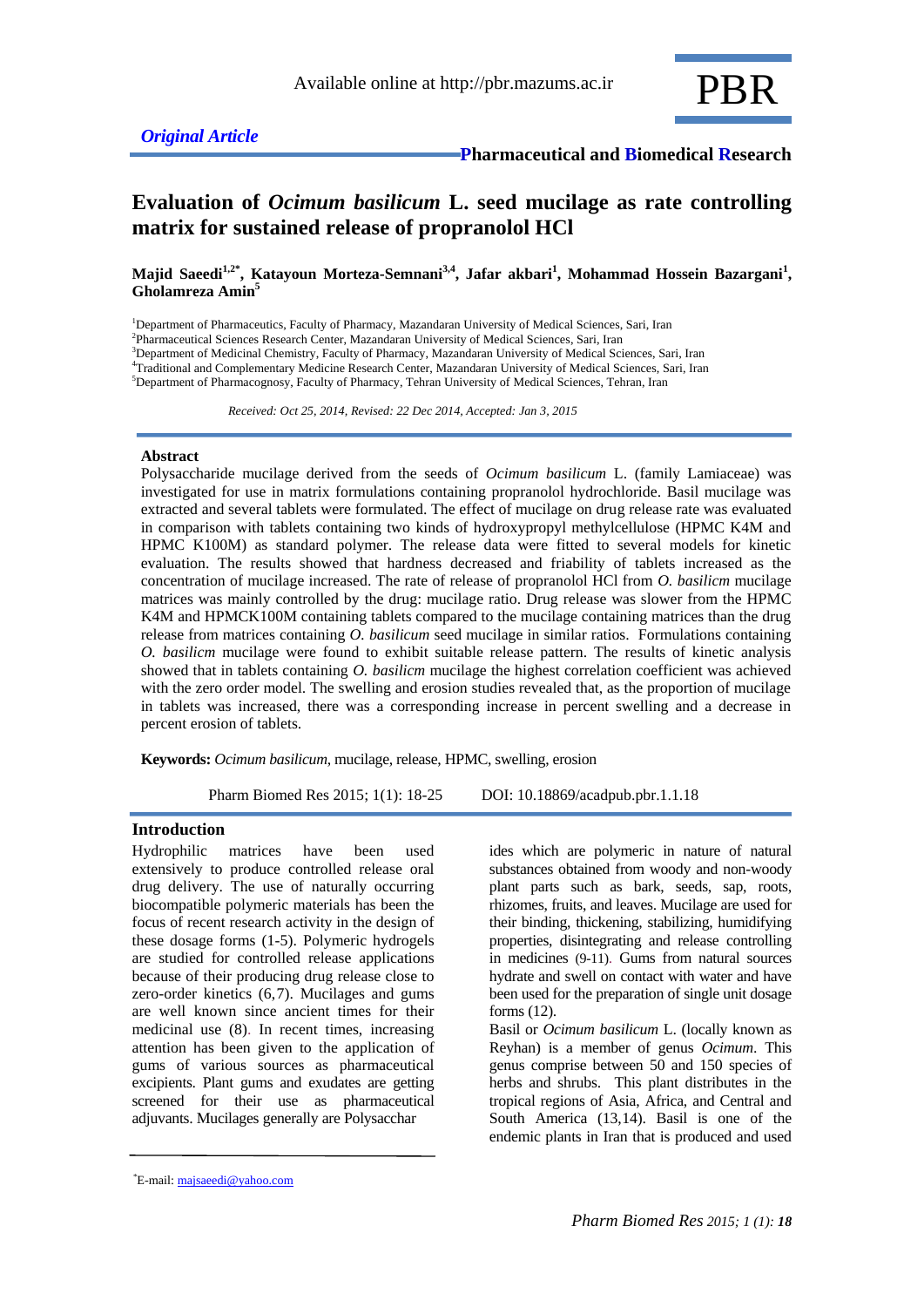*Original Article*

# Evaluation of *Ocimum basilicum* L. seed mucilage as rate controlling matrix for sustained release of propranolol HCl

**Majid Saeedi[1,2*], Katayoun Morteza-Semnani[3,4], Jafar akbari[1], Mohammad Hossein Bazargani[1], Gholamreza Amin[5]**

[1]Department of Pharmaceutics, Faculty of Pharmacy, Mazandaran University of Medical Sciences, Sari, Iran
[2]Pharmaceutical Sciences Research Center, Mazandaran University of Medical Sciences, Sari, Iran
[3]Department of Medicinal Chemistry, Faculty of Pharmacy, Mazandaran University of Medical Sciences, Sari, Iran
[4]Traditional and Complementary Medicine Research Center, Mazandaran University of Medical Sciences, Sari, Iran
[5]Department of Pharmacognosy, Faculty of Pharmacy, Tehran University of Medical Sciences, Tehran, Iran

*Received: Oct 25, 2014, Revised: 22 Dec 2014, Accepted: Jan 3, 2015*

## Abstract

Polysaccharide mucilage derived from the seeds of *Ocimum basilicum* L. (family Lamiaceae) was investigated for use in matrix formulations containing propranolol hydrochloride. Basil mucilage was extracted and several tablets were formulated. The effect of mucilage on drug release rate was evaluated in comparison with tablets containing two kinds of hydroxypropyl methylcellulose (HPMC K4M and HPMC K100M) as standard polymer. The release data were fitted to several models for kinetic evaluation. The results showed that hardness decreased and friability of tablets increased as the concentration of mucilage increased. The rate of release of propranolol HCl from *O. basilicm* mucilage matrices was mainly controlled by the drug: mucilage ratio. Drug release was slower from the HPMC K4M and HPMCK100M containing tablets compared to the mucilage containing matrices than the drug release from matrices containing *O. basilicum* seed mucilage in similar ratios. Formulations containing *O. basilicm* mucilage were found to exhibit suitable release pattern. The results of kinetic analysis showed that in tablets containing *O. basilicm* mucilage the highest correlation coefficient was achieved with the zero order model. The swelling and erosion studies revealed that, as the proportion of mucilage in tablets was increased, there was a corresponding increase in percent swelling and a decrease in percent erosion of tablets.

**Keywords:** *Ocimum basilicum*, mucilage, release, HPMC, swelling, erosion

Pharm Biomed Res 2015; 1(1): 18-25 DOI: 10.18869/acadpub.pbr.1.1.18

## Introduction

Hydrophilic matrices have been used extensively to produce controlled release oral drug delivery. The use of naturally occurring biocompatible polymeric materials has been the focus of recent research activity in the design of these dosage forms (1-5). Polymeric hydrogels are studied for controlled release applications because of their producing drug release close to zero-order kinetics (6,7). Mucilages and gums are well known since ancient times for their medicinal use (8). In recent times, increasing attention has been given to the application of gums of various sources as pharmaceutical excipients. Plant gums and exudates are getting screened for their use as pharmaceutical adjuvants. Mucilages generally are Polysaccharides which are polymeric in nature of natural substances obtained from woody and non-woody plant parts such as bark, seeds, sap, roots, rhizomes, fruits, and leaves. Mucilage are used for their binding, thickening, stabilizing, humidifying properties, disintegrating and release controlling in medicines (9-11). Gums from natural sources hydrate and swell on contact with water and have been used for the preparation of single unit dosage forms (12).

Basil or *Ocimum basilicum* L. (locally known as Reyhan) is a member of genus *Ocimum*. This genus comprise between 50 and 150 species of herbs and shrubs. This plant distributes in the tropical regions of Asia, Africa, and Central and South America (13,14). Basil is one of the endemic plants in Iran that is produced and used

*E-mail: majsaeedi@yahoo.com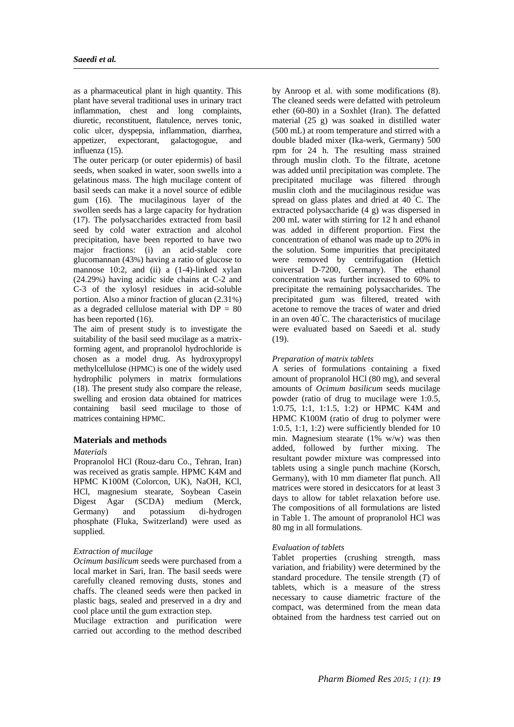as a pharmaceutical plant in high quantity. This plant have several traditional uses in urinary tract inflammation, chest and long complaints, diuretic, reconstituent, flatulence, nerves tonic, colic ulcer, dyspepsia, inflammation, diarrhea, appetizer, expectorant, galactogogue, and influenza (15).

The outer pericarp (or outer epidermis) of basil seeds, when soaked in water, soon swells into a gelatinous mass. The high mucilage content of basil seeds can make it a novel source of edible gum (16). The mucilaginous layer of the swollen seeds has a large capacity for hydration (17). The polysaccharides extracted from basil seed by cold water extraction and alcohol precipitation, have been reported to have two major fractions: (i) an acid-stable core glucomannan (43%) having a ratio of glucose to mannose 10:2, and (ii) a (1-4)-linked xylan (24.29%) having acidic side chains at C-2 and C-3 of the xylosyl residues in acid-soluble portion. Also a minor fraction of glucan (2.31%) as a degraded cellulose material with DP = 80 has been reported (16).

The aim of present study is to investigate the suitability of the basil seed mucilage as a matrix-forming agent, and propranolol hydrochloride is chosen as a model drug. As hydroxypropyl methylcellulose (HPMC) is one of the widely used hydrophilic polymers in matrix formulations (18). The present study also compare the release, swelling and erosion data obtained for matrices containing basil seed mucilage to those of matrices containing HPMC.

## Materials and methods

*Materials*

Propranolol HCl (Rouz-daru Co., Tehran, Iran) was received as gratis sample. HPMC K4M and HPMC K100M (Colorcon, UK), NaOH, KCl, HCl, magnesium stearate, Soybean Casein Digest Agar (SCDA) medium (Merck, Germany) and potassium di-hydrogen phosphate (Fluka, Switzerland) were used as supplied.

*Extraction of mucilage*

*Ocimum basilicum* seeds were purchased from a local market in Sari, Iran. The basil seeds were carefully cleaned removing dusts, stones and chaffs. The cleaned seeds were then packed in plastic bags, sealed and preserved in a dry and cool place until the gum extraction step.

Mucilage extraction and purification were carried out according to the method described by Anroop et al. with some modifications (8). The cleaned seeds were defatted with petroleum ether (60-80) in a Soxhlet (Iran). The defatted material (25 g) was soaked in distilled water (500 mL) at room temperature and stirred with a double bladed mixer (Ika-werk, Germany) 500 rpm for 24 h. The resulting mass strained through muslin cloth. To the filtrate, acetone was added until precipitation was complete. The precipitated mucilage was filtered through muslin cloth and the mucilaginous residue was spread on glass plates and dried at 40 °C. The extracted polysaccharide (4 g) was dispersed in 200 mL water with stirring for 12 h and ethanol was added in different proportion. First the concentration of ethanol was made up to 20% in the solution. Some impurities that precipitated were removed by centrifugation (Hettich universal D-7200, Germany). The ethanol concentration was further increased to 60% to precipitate the remaining polysaccharides. The precipitated gum was filtered, treated with acetone to remove the traces of water and dried in an oven 40°C. The characteristics of mucilage were evaluated based on Saeedi et al. study (19).

*Preparation of matrix tablets*

A series of formulations containing a fixed amount of propranolol HCl (80 mg), and several amounts of *Ocimum basilicum* seeds mucilage powder (ratio of drug to mucilage were 1:0.5, 1:0.75, 1:1, 1:1.5, 1:2) or HPMC K4M and HPMC K100M (ratio of drug to polymer were 1:0.5, 1:1, 1:2) were sufficiently blended for 10 min. Magnesium stearate (1% w/w) was then added, followed by further mixing. The resultant powder mixture was compressed into tablets using a single punch machine (Korsch, Germany), with 10 mm diameter flat punch. All matrices were stored in desiccators for at least 3 days to allow for tablet relaxation before use. The compositions of all formulations are listed in Table 1. The amount of propranolol HCl was 80 mg in all formulations.

*Evaluation of tablets*

Tablet properties (crushing strength, mass variation, and friability) were determined by the standard procedure. The tensile strength ($T$) of tablets, which is a measure of the stress necessary to cause diametric fracture of the compact, was determined from the mean data obtained from the hardness test carried out on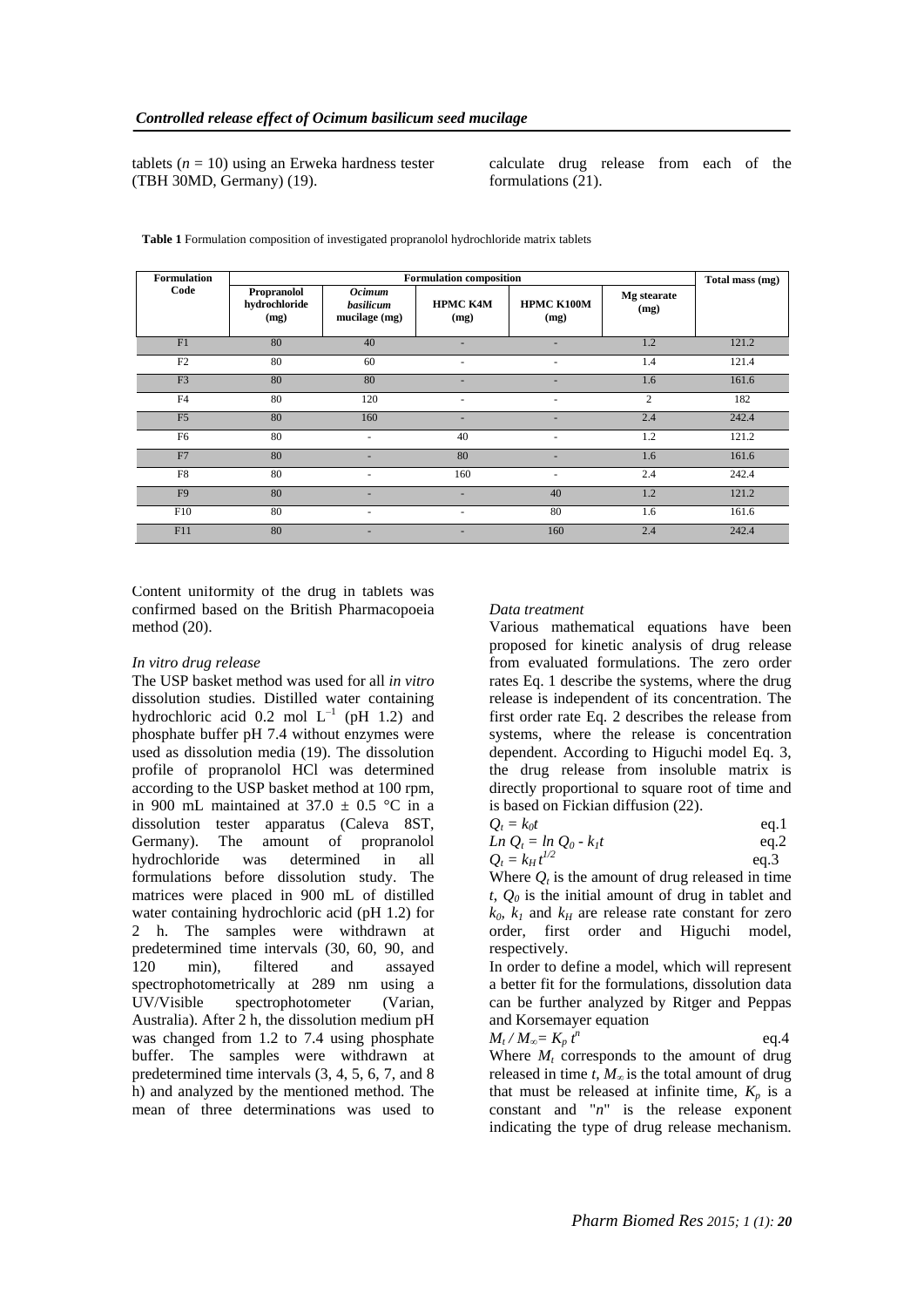tablets ($n = 10$) using an Erweka hardness tester (TBH 30MD, Germany) (19).

calculate drug release from each of the formulations (21).

**Table 1** Formulation composition of investigated propranolol hydrochloride matrix tablets

| Formulation Code | Formulation composition | | | | | Total mass (mg) |
|---|---|---|---|---|---|---|
| | Propranolol hydrochloride (mg) | *Ocimum basilicum* mucilage (mg) | HPMC K4M (mg) | HPMC K100M (mg) | Mg stearate (mg) | |
| F1 | 80 | 40 | - | - | 1.2 | 121.2 |
| F2 | 80 | 60 | - | - | 1.4 | 121.4 |
| F3 | 80 | 80 | - | - | 1.6 | 161.6 |
| F4 | 80 | 120 | - | - | 2 | 182 |
| F5 | 80 | 160 | - | - | 2.4 | 242.4 |
| F6 | 80 | - | 40 | - | 1.2 | 121.2 |
| F7 | 80 | - | 80 | - | 1.6 | 161.6 |
| F8 | 80 | - | 160 | - | 2.4 | 242.4 |
| F9 | 80 | - | - | 40 | 1.2 | 121.2 |
| F10 | 80 | - | - | 80 | 1.6 | 161.6 |
| F11 | 80 | - | - | 160 | 2.4 | 242.4 |

Content uniformity of the drug in tablets was confirmed based on the British Pharmacopoeia method (20).

*In vitro drug release*

The USP basket method was used for all *in vitro* dissolution studies. Distilled water containing hydrochloric acid 0.2 mol $L^{-1}$ (pH 1.2) and phosphate buffer pH 7.4 without enzymes were used as dissolution media (19). The dissolution profile of propranolol HCl was determined according to the USP basket method at 100 rpm, in 900 mL maintained at 37.0 ± 0.5 °C in a dissolution tester apparatus (Caleva 8ST, Germany). The amount of propranolol hydrochloride was determined in all formulations before dissolution study. The matrices were placed in 900 mL of distilled water containing hydrochloric acid (pH 1.2) for 2 h. The samples were withdrawn at predetermined time intervals (30, 60, 90, and 120 min), filtered and assayed spectrophotometrically at 289 nm using a UV/Visible spectrophotometer (Varian, Australia). After 2 h, the dissolution medium pH was changed from 1.2 to 7.4 using phosphate buffer. The samples were withdrawn at predetermined time intervals (3, 4, 5, 6, 7, and 8 h) and analyzed by the mentioned method. The mean of three determinations was used to calculate drug release from each of the formulations (21).

*Data treatment*

Various mathematical equations have been proposed for kinetic analysis of drug release from evaluated formulations. The zero order rates Eq. 1 describe the systems, where the drug release is independent of its concentration. The first order rate Eq. 2 describes the release from systems, where the release is concentration dependent. According to Higuchi model Eq. 3, the drug release from insoluble matrix is directly proportional to square root of time and is based on Fickian diffusion (22).

$$Q_t = k_0 t \quad \text{eq.1}$$

$$Ln\, Q_t = ln\, Q_0 - k_1 t \quad \text{eq.2}$$

$$Q_t = k_H t^{1/2} \quad \text{eq.3}$$

Where $Q_t$ is the amount of drug released in time $t$, $Q_0$ is the initial amount of drug in tablet and $k_0$, $k_1$ and $k_H$ are release rate constant for zero order, first order and Higuchi model, respectively.

In order to define a model, which will represent a better fit for the formulations, dissolution data can be further analyzed by Ritger and Peppas and Korsemayer equation

$$M_t / M_\infty = K_p t^n \quad \text{eq.4}$$

Where $M_t$ corresponds to the amount of drug released in time $t$, $M_\infty$ is the total amount of drug that must be released at infinite time, $K_p$ is a constant and "$n$" is the release exponent indicating the type of drug release mechanism.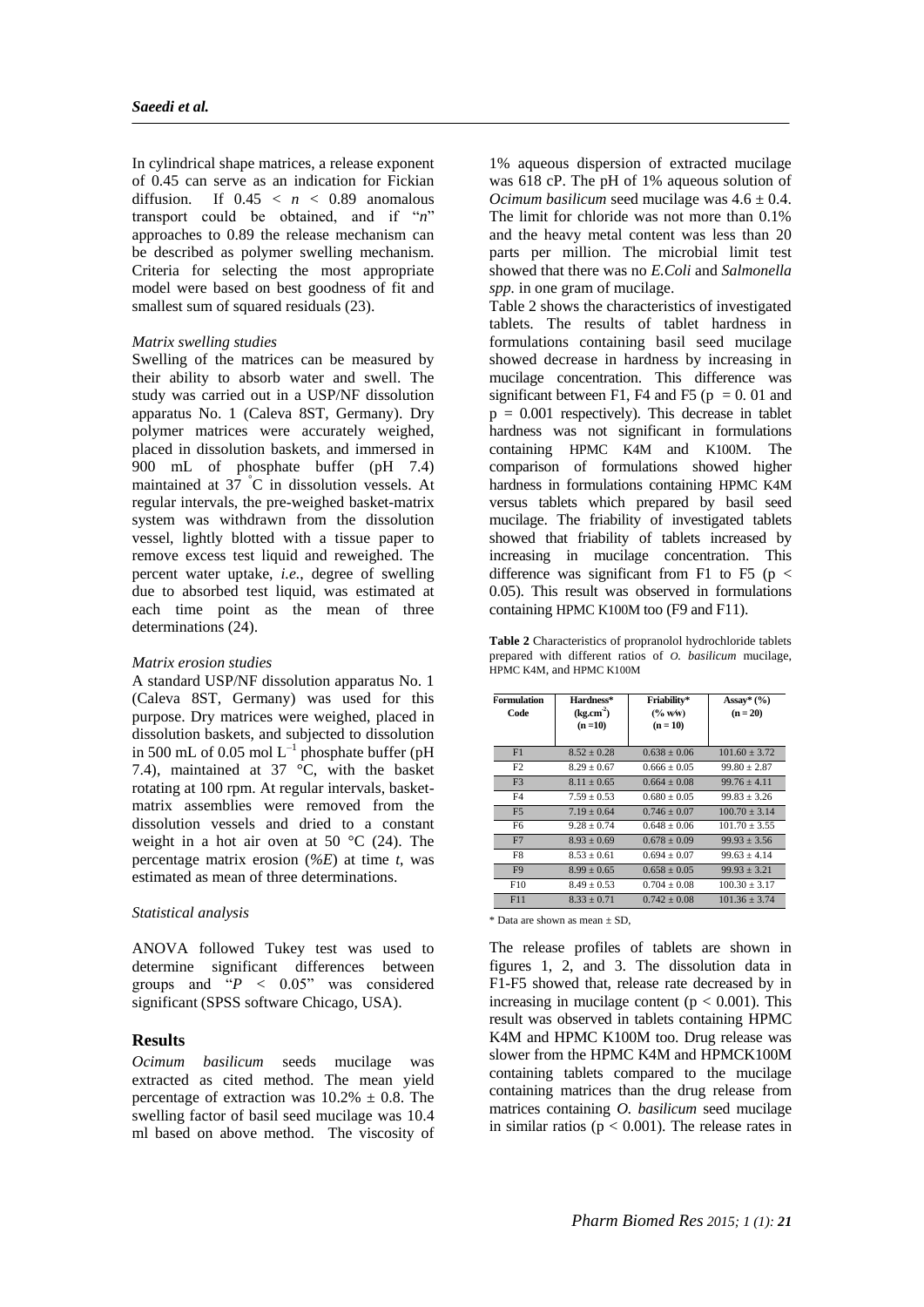In cylindrical shape matrices, a release exponent of 0.45 can serve as an indication for Fickian diffusion. If $0.45 < n < 0.89$ anomalous transport could be obtained, and if "$n$" approaches to 0.89 the release mechanism can be described as polymer swelling mechanism. Criteria for selecting the most appropriate model were based on best goodness of fit and smallest sum of squared residuals (23).

*Matrix swelling studies*

Swelling of the matrices can be measured by their ability to absorb water and swell. The study was carried out in a USP/NF dissolution apparatus No. 1 (Caleva 8ST, Germany). Dry polymer matrices were accurately weighed, placed in dissolution baskets, and immersed in 900 mL of phosphate buffer (pH 7.4) maintained at 37 °C in dissolution vessels. At regular intervals, the pre-weighed basket-matrix system was withdrawn from the dissolution vessel, lightly blotted with a tissue paper to remove excess test liquid and reweighed. The percent water uptake, *i.e.*, degree of swelling due to absorbed test liquid, was estimated at each time point as the mean of three determinations (24).

*Matrix erosion studies*

A standard USP/NF dissolution apparatus No. 1 (Caleva 8ST, Germany) was used for this purpose. Dry matrices were weighed, placed in dissolution baskets, and subjected to dissolution in 500 mL of 0.05 mol $L^{-1}$ phosphate buffer (pH 7.4), maintained at 37 °C, with the basket rotating at 100 rpm. At regular intervals, basket-matrix assemblies were removed from the dissolution vessels and dried to a constant weight in a hot air oven at 50 °C (24). The percentage matrix erosion (*%E*) at time *t*, was estimated as mean of three determinations.

*Statistical analysis*

ANOVA followed Tukey test was used to determine significant differences between groups and "$P < 0.05$" was considered significant (SPSS software Chicago, USA).

## Results

*Ocimum basilicum* seeds mucilage was extracted as cited method. The mean yield percentage of extraction was 10.2% ± 0.8. The swelling factor of basil seed mucilage was 10.4 ml based on above method. The viscosity of 1% aqueous dispersion of extracted mucilage was 618 cP. The pH of 1% aqueous solution of *Ocimum basilicum* seed mucilage was 4.6 ± 0.4. The limit for chloride was not more than 0.1% and the heavy metal content was less than 20 parts per million. The microbial limit test showed that there was no *E.Coli* and *Salmonella spp.* in one gram of mucilage.

Table 2 shows the characteristics of investigated tablets. The results of tablet hardness in formulations containing basil seed mucilage showed decrease in hardness by increasing in mucilage concentration. This difference was significant between F1, F4 and F5 ($p = 0.01$ and $p = 0.001$ respectively). This decrease in tablet hardness was not significant in formulations containing HPMC K4M and K100M. The comparison of formulations showed higher hardness in formulations containing HPMC K4M versus tablets which prepared by basil seed mucilage. The friability of investigated tablets showed that friability of tablets increased by increasing in mucilage concentration. This difference was significant from F1 to F5 ($p < 0.05$). This result was observed in formulations containing HPMC K100M too (F9 and F11).

**Table 2** Characteristics of propranolol hydrochloride tablets prepared with different ratios of *O. basilicum* mucilage, HPMC K4M, and HPMC K100M

| Formulation Code | Hardness* ($kg.cm^2$) (n =10) | Friability* (% w/w) (n = 10) | Assay* (%) (n = 20) |
|---|---|---|---|
| F1 | 8.52 ± 0.28 | 0.638 ± 0.06 | 101.60 ± 3.72 |
| F2 | 8.29 ± 0.67 | 0.666 ± 0.05 | 99.80 ± 2.87 |
| F3 | 8.11 ± 0.65 | 0.664 ± 0.08 | 99.76 ± 4.11 |
| F4 | 7.59 ± 0.53 | 0.680 ± 0.05 | 99.83 ± 3.26 |
| F5 | 7.19 ± 0.64 | 0.746 ± 0.07 | 100.70 ± 3.14 |
| F6 | 9.28 ± 0.74 | 0.648 ± 0.06 | 101.70 ± 3.55 |
| F7 | 8.93 ± 0.69 | 0.678 ± 0.09 | 99.93 ± 3.56 |
| F8 | 8.53 ± 0.61 | 0.694 ± 0.07 | 99.63 ± 4.14 |
| F9 | 8.99 ± 0.65 | 0.658 ± 0.05 | 99.93 ± 3.21 |
| F10 | 8.49 ± 0.53 | 0.704 ± 0.08 | 100.30 ± 3.17 |
| F11 | 8.33 ± 0.71 | 0.742 ± 0.08 | 101.36 ± 3.74 |

\* Data are shown as mean ± SD,

The release profiles of tablets are shown in figures 1, 2, and 3. The dissolution data in F1-F5 showed that, release rate decreased by in increasing in mucilage content ($p < 0.001$). This result was observed in tablets containing HPMC K4M and HPMC K100M too. Drug release was slower from the HPMC K4M and HPMCK100M containing tablets compared to the mucilage containing matrices than the drug release from matrices containing *O. basilicum* seed mucilage in similar ratios ($p < 0.001$). The release rates in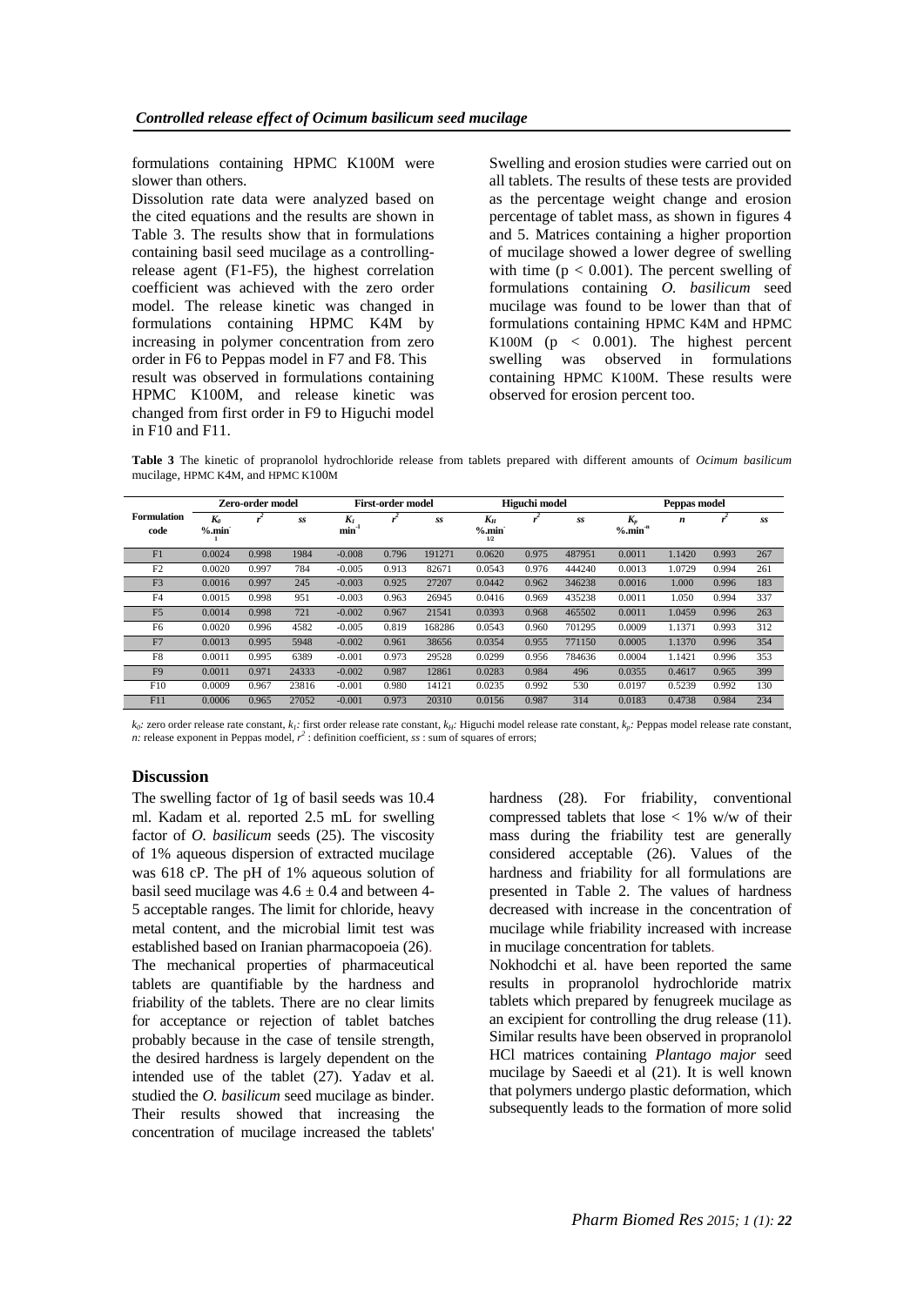formulations containing HPMC K100M were slower than others.

Dissolution rate data were analyzed based on the cited equations and the results are shown in Table 3. The results show that in formulations containing basil seed mucilage as a controlling-release agent (F1-F5), the highest correlation coefficient was achieved with the zero order model. The release kinetic was changed in formulations containing HPMC K4M by increasing in polymer concentration from zero order in F6 to Peppas model in F7 and F8. This result was observed in formulations containing HPMC K100M, and release kinetic was changed from first order in F9 to Higuchi model in F10 and F11.

Swelling and erosion studies were carried out on all tablets. The results of these tests are provided as the percentage weight change and erosion percentage of tablet mass, as shown in figures 4 and 5. Matrices containing a higher proportion of mucilage showed a lower degree of swelling with time ($p < 0.001$). The percent swelling of formulations containing *O. basilicum* seed mucilage was found to be lower than that of formulations containing HPMC K4M and HPMC K100M ($p < 0.001$). The highest percent swelling was observed in formulations containing HPMC K100M. These results were observed for erosion percent too.

**Table 3** The kinetic of propranolol hydrochloride release from tablets prepared with different amounts of *Ocimum basilicum* mucilage, HPMC K4M, and HPMC K100M

| Formulation code | Zero-order model | | | First-order model | | | Higuchi model | | | Peppas model | | | |
|---|---|---|---|---|---|---|---|---|---|---|---|---|---|
| | $K_0$ %.min$^{-1}$ | $r^2$ | ss | $K_1$ min$^{-1}$ | $r^2$ | ss | $K_H$ %.min$^{-1/2}$ | $r^2$ | ss | $K_p$ %.min$^{-n}$ | n | $r^2$ | ss |
| F1 | 0.0024 | 0.998 | 1984 | -0.008 | 0.796 | 191271 | 0.0620 | 0.975 | 487951 | 0.0011 | 1.1420 | 0.993 | 267 |
| F2 | 0.0020 | 0.997 | 784 | -0.005 | 0.913 | 82671 | 0.0543 | 0.976 | 444240 | 0.0013 | 1.0729 | 0.994 | 261 |
| F3 | 0.0016 | 0.997 | 245 | -0.003 | 0.925 | 27207 | 0.0442 | 0.962 | 346238 | 0.0016 | 1.000 | 0.996 | 183 |
| F4 | 0.0015 | 0.998 | 951 | -0.003 | 0.963 | 26945 | 0.0416 | 0.969 | 435238 | 0.0011 | 1.050 | 0.994 | 337 |
| F5 | 0.0014 | 0.998 | 721 | -0.002 | 0.967 | 21541 | 0.0393 | 0.968 | 465502 | 0.0011 | 1.0459 | 0.996 | 263 |
| F6 | 0.0020 | 0.996 | 4582 | -0.005 | 0.819 | 168286 | 0.0543 | 0.960 | 701295 | 0.0009 | 1.1371 | 0.993 | 312 |
| F7 | 0.0013 | 0.995 | 5948 | -0.002 | 0.961 | 38656 | 0.0354 | 0.955 | 771150 | 0.0005 | 1.1370 | 0.996 | 354 |
| F8 | 0.0011 | 0.995 | 6389 | -0.001 | 0.973 | 29528 | 0.0299 | 0.956 | 784636 | 0.0004 | 1.1421 | 0.996 | 353 |
| F9 | 0.0011 | 0.971 | 24333 | -0.002 | 0.987 | 12861 | 0.0283 | 0.984 | 496 | 0.0355 | 0.4617 | 0.965 | 399 |
| F10 | 0.0009 | 0.967 | 23816 | -0.001 | 0.980 | 14121 | 0.0235 | 0.992 | 530 | 0.0197 | 0.5239 | 0.992 | 130 |
| F11 | 0.0006 | 0.965 | 27052 | -0.001 | 0.973 | 20310 | 0.0156 | 0.987 | 314 | 0.0183 | 0.4738 | 0.984 | 234 |

$k_0$: zero order release rate constant, $k_1$: first order release rate constant, $k_H$: Higuchi model release rate constant, $k_p$: Peppas model release rate constant, *n:* release exponent in Peppas model, $r^2$ : definition coefficient, *ss* : sum of squares of errors;

## Discussion

The swelling factor of 1g of basil seeds was 10.4 ml. Kadam et al. reported 2.5 mL for swelling factor of *O. basilicum* seeds (25). The viscosity of 1% aqueous dispersion of extracted mucilage was 618 cP. The pH of 1% aqueous solution of basil seed mucilage was $4.6 \pm 0.4$ and between 4-5 acceptable ranges. The limit for chloride, heavy metal content, and the microbial limit test was established based on Iranian pharmacopoeia (26).

The mechanical properties of pharmaceutical tablets are quantifiable by the hardness and friability of the tablets. There are no clear limits for acceptance or rejection of tablet batches probably because in the case of tensile strength, the desired hardness is largely dependent on the intended use of the tablet (27). Yadav et al. studied the *O. basilicum* seed mucilage as binder. Their results showed that increasing the concentration of mucilage increased the tablets' hardness (28). For friability, conventional compressed tablets that lose < 1% w/w of their mass during the friability test are generally considered acceptable (26). Values of the hardness and friability for all formulations are presented in Table 2. The values of hardness decreased with increase in the concentration of mucilage while friability increased with increase in mucilage concentration for tablets.

Nokhodchi et al. have been reported the same results in propranolol hydrochloride matrix tablets which prepared by fenugreek mucilage as an excipient for controlling the drug release (11). Similar results have been observed in propranolol HCl matrices containing *Plantago major* seed mucilage by Saeedi et al (21). It is well known that polymers undergo plastic deformation, which subsequently leads to the formation of more solid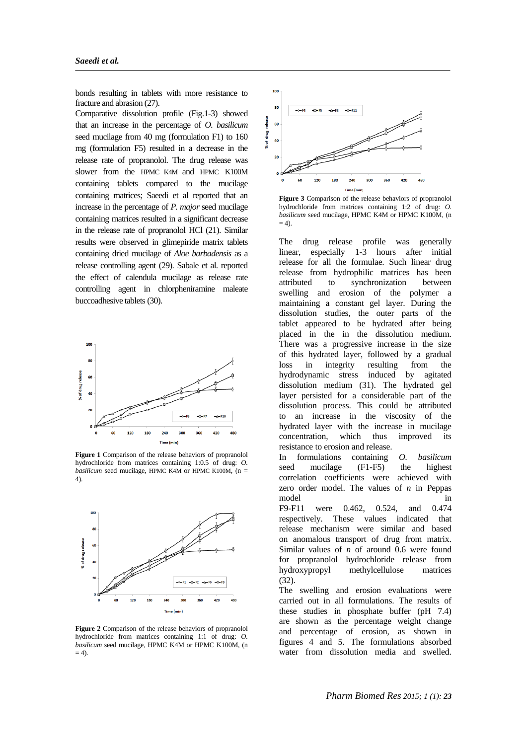bonds resulting in tablets with more resistance to fracture and abrasion (27).

Comparative dissolution profile (Fig.1-3) showed that an increase in the percentage of *O. basilicum* seed mucilage from 40 mg (formulation F1) to 160 mg (formulation F5) resulted in a decrease in the release rate of propranolol. The drug release was slower from the HPMC K4M and HPMC K100M containing tablets compared to the mucilage containing matrices; Saeedi et al reported that an increase in the percentage of *P. major* seed mucilage containing matrices resulted in a significant decrease in the release rate of propranolol HCl (21). Similar results were observed in glimepiride matrix tablets containing dried mucilage of *Aloe barbadensis* as a release controlling agent (29). Sabale et al. reported the effect of calendula mucilage as release rate controlling agent in chlorpheniramine maleate buccoadhesive tablets (30).

**Figure 1** Comparison of the release behaviors of propranolol hydrochloride from matrices containing 1:0.5 of drug: *O. basilicum* seed mucilage, HPMC K4M or HPMC K100M, (n = 4).

**Figure 2** Comparison of the release behaviors of propranolol hydrochloride from matrices containing 1:1 of drug: *O. basilicum* seed mucilage, HPMC K4M or HPMC K100M, (n = 4).

**Figure 3** Comparison of the release behaviors of propranolol hydrochloride from matrices containing 1:2 of drug: *O. basilicum* seed mucilage, HPMC K4M or HPMC K100M, (n = 4).

The drug release profile was generally linear, especially 1-3 hours after initial release for all the formulae. Such linear drug release from hydrophilic matrices has been attributed to synchronization between swelling and erosion of the polymer a maintaining a constant gel layer. During the dissolution studies, the outer parts of the tablet appeared to be hydrated after being placed in the in the dissolution medium. There was a progressive increase in the size of this hydrated layer, followed by a gradual loss in integrity resulting from the hydrodynamic stress induced by agitated dissolution medium (31). The hydrated gel layer persisted for a considerable part of the dissolution process. This could be attributed to an increase in the viscosity of the hydrated layer with the increase in mucilage concentration, which thus improved its resistance to erosion and release.

In formulations containing *O. basilicum* seed mucilage (F1-F5) the highest correlation coefficients were achieved with zero order model. The values of *n* in Peppas model in F9-F11 were 0.462, 0.524, and 0.474 respectively. These values indicated that release mechanism were similar and based on anomalous transport of drug from matrix. Similar values of *n* of around 0.6 were found for propranolol hydrochloride release from hydroxypropyl methylcellulose matrices (32).

The swelling and erosion evaluations were carried out in all formulations. The results of these studies in phosphate buffer (pH 7.4) are shown as the percentage weight change and percentage of erosion, as shown in figures 4 and 5. The formulations absorbed water from dissolution media and swelled.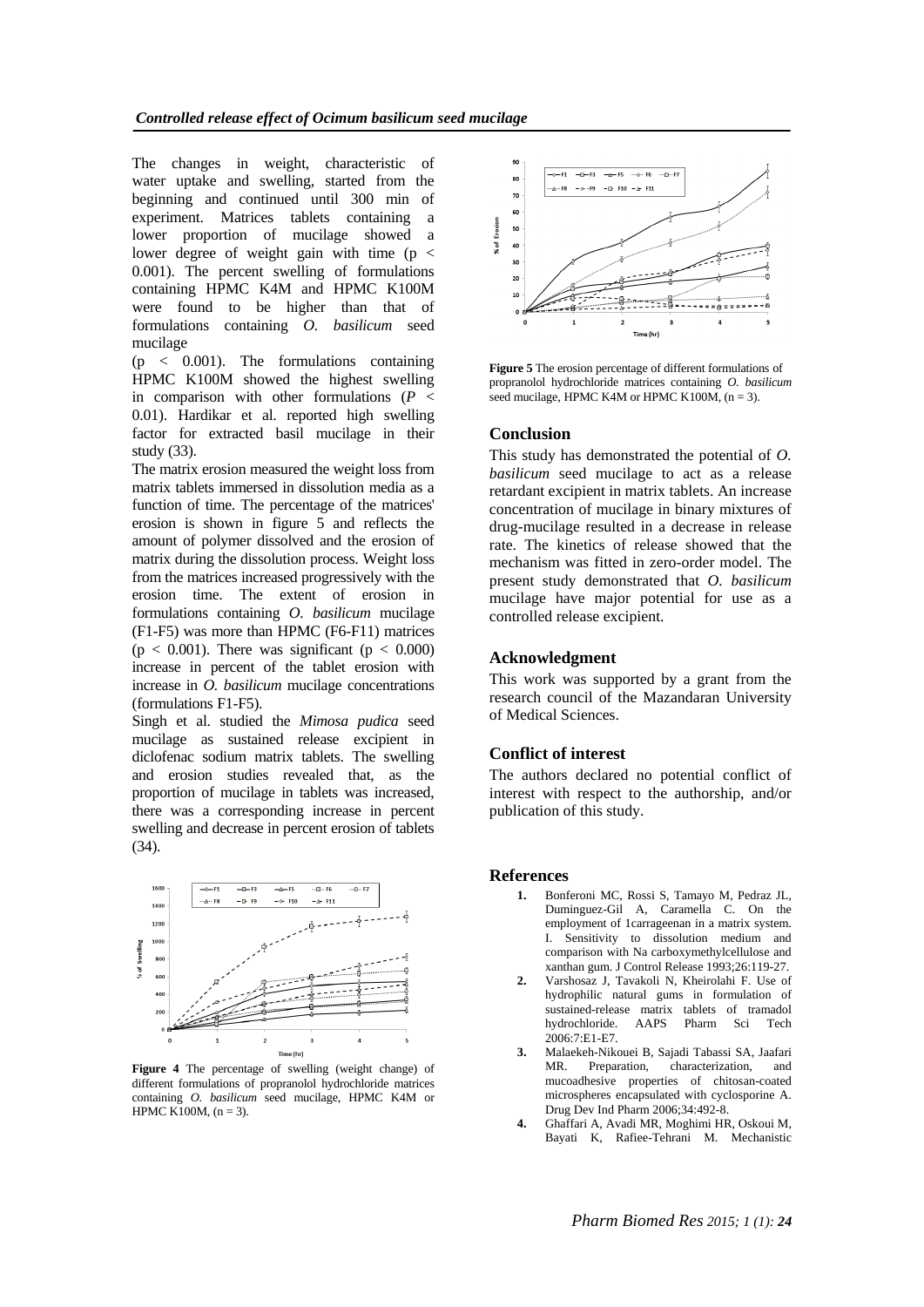The changes in weight, characteristic of water uptake and swelling, started from the beginning and continued until 300 min of experiment. Matrices tablets containing a lower proportion of mucilage showed a lower degree of weight gain with time ($p < 0.001$). The percent swelling of formulations containing HPMC K4M and HPMC K100M were found to be higher than that of formulations containing *O. basilicum* seed mucilage

($p < 0.001$). The formulations containing HPMC K100M showed the highest swelling in comparison with other formulations ($P < 0.01$). Hardikar et al. reported high swelling factor for extracted basil mucilage in their study (33).

The matrix erosion measured the weight loss from matrix tablets immersed in dissolution media as a function of time. The percentage of the matrices' erosion is shown in figure 5 and reflects the amount of polymer dissolved and the erosion of matrix during the dissolution process. Weight loss from the matrices increased progressively with the erosion time. The extent of erosion in formulations containing *O. basilicum* mucilage (F1-F5) was more than HPMC (F6-F11) matrices ($p < 0.001$). There was significant ($p < 0.000$) increase in percent of the tablet erosion with increase in *O. basilicum* mucilage concentrations (formulations F1-F5).

Singh et al. studied the *Mimosa pudica* seed mucilage as sustained release excipient in diclofenac sodium matrix tablets. The swelling and erosion studies revealed that, as the proportion of mucilage in tablets was increased, there was a corresponding increase in percent swelling and decrease in percent erosion of tablets (34).

**Figure 4** The percentage of swelling (weight change) of different formulations of propranolol hydrochloride matrices containing *O. basilicum* seed mucilage, HPMC K4M or HPMC K100M, (n = 3).

**Figure 5** The erosion percentage of different formulations of propranolol hydrochloride matrices containing *O. basilicum* seed mucilage, HPMC K4M or HPMC K100M, (n = 3).

## Conclusion

This study has demonstrated the potential of *O. basilicum* seed mucilage to act as a release retardant excipient in matrix tablets. An increase concentration of mucilage in binary mixtures of drug-mucilage resulted in a decrease in release rate. The kinetics of release showed that the mechanism was fitted in zero-order model. The present study demonstrated that *O. basilicum* mucilage have major potential for use as a controlled release excipient.

## Acknowledgment

This work was supported by a grant from the research council of the Mazandaran University of Medical Sciences.

## Conflict of interest

The authors declared no potential conflict of interest with respect to the authorship, and/or publication of this study.

## References

1. Bonferoni MC, Rossi S, Tamayo M, Pedraz JL, Dominguez-Gil A, Caramella C. On the employment of 1carrageenan in a matrix system. I. Sensitivity to dissolution medium and comparison with Na carboxymethylcellulose and xanthan gum. J Control Release 1993;26:119-27.
2. Varshosaz J, Tavakoli N, Kheirolahi F. Use of hydrophilic natural gums in formulation of sustained-release matrix tablets of tramadol hydrochloride. AAPS Pharm Sci Tech 2006:7:E1-E7.
3. Malaekeh-Nikouei B, Sajadi Tabassi SA, Jaafari MR. Preparation, characterization, and mucoadhesive properties of chitosan-coated microspheres encapsulated with cyclosporine A. Drug Dev Ind Pharm 2006;34:492-8.
4. Ghaffari A, Avadi MR, Moghimi HR, Oskoui M, Bayati K, Rafiee-Tehrani M. Mechanistic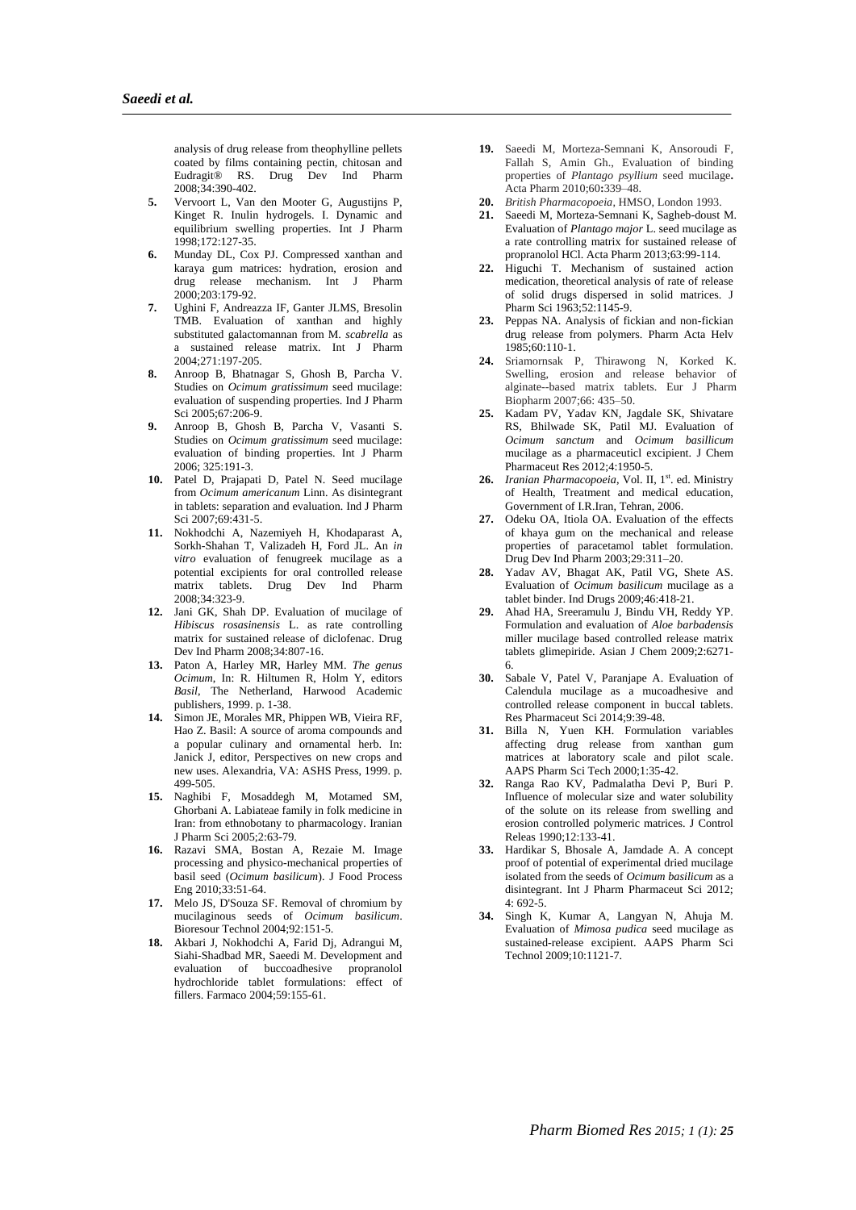analysis of drug release from theophylline pellets coated by films containing pectin, chitosan and Eudragit® RS. Drug Dev Ind Pharm 2008;34:390-402.

5. Vervoort L, Van den Mooter G, Augustijns P, Kinget R. Inulin hydrogels. I. Dynamic and equilibrium swelling properties. Int J Pharm 1998;172:127-35.
6. Munday DL, Cox PJ. Compressed xanthan and karaya gum matrices: hydration, erosion and drug release mechanism. Int J Pharm 2000;203:179-92.
7. Ughini F, Andreazza IF, Ganter JLMS, Bresolin TMB. Evaluation of xanthan and highly substituted galactomannan from M. *scabrella* as a sustained release matrix. Int J Pharm 2004;271:197-205.
8. Anroop B, Bhatnagar S, Ghosh B, Parcha V. Studies on *Ocimum gratissimum* seed mucilage: evaluation of suspending properties. Ind J Pharm Sci 2005;67:206-9.
9. Anroop B, Ghosh B, Parcha V, Vasanti S. Studies on *Ocimum gratissimum* seed mucilage: evaluation of binding properties. Int J Pharm 2006; 325:191-3.
10. Patel D, Prajapati D, Patel N. Seed mucilage from *Ocimum americanum* Linn. As disintegrant in tablets: separation and evaluation. Ind J Pharm Sci 2007;69:431-5.
11. Nokhodchi A, Nazemiyeh H, Khodaparast A, Sorkh-Shahan T, Valizadeh H, Ford JL. An *in vitro* evaluation of fenugreek mucilage as a potential excipients for oral controlled release matrix tablets. Drug Dev Ind Pharm 2008;34:323-9.
12. Jani GK, Shah DP. Evaluation of mucilage of *Hibiscus rosasinensis* L. as rate controlling matrix for sustained release of diclofenac. Drug Dev Ind Pharm 2008;34:807-16.
13. Paton A, Harley MR, Harley MM. *The genus Ocimum*, In: R. Hiltumen R, Holm Y, editors *Basil*, The Netherland, Harwood Academic publishers, 1999. p. 1-38.
14. Simon JE, Morales MR, Phippen WB, Vieira RF, Hao Z. Basil: A source of aroma compounds and a popular culinary and ornamental herb. In: Janick J, editor, Perspectives on new crops and new uses. Alexandria, VA: ASHS Press, 1999. p. 499-505.
15. Naghibi F, Mosaddegh M, Motamed SM, Ghorbani A. Labiateae family in folk medicine in Iran: from ethnobotany to pharmacology. Iranian J Pharm Sci 2005;2:63-79.
16. Razavi SMA, Bostan A, Rezaie M. Image processing and physico-mechanical properties of basil seed (*Ocimum basilicum*). J Food Process Eng 2010;33:51-64.
17. Melo JS, D'Souza SF. Removal of chromium by mucilaginous seeds of *Ocimum basilicum*. Bioresour Technol 2004;92:151-5.
18. Akbari J, Nokhodchi A, Farid Dj, Adrangui M, Siahi-Shadbad MR, Saeedi M. Development and evaluation of buccoadhesive propranolol hydrochloride tablet formulations: effect of fillers. Farmaco 2004;59:155-61.
19. Saeedi M, Morteza-Semnani K, Ansoroudi F, Fallah S, Amin Gh., Evaluation of binding properties of *Plantago psyllium* seed mucilage**.** Acta Pharm 2010;60**:**339–48.
20. *British Pharmacopoeia*, HMSO, London 1993.
21. Saeedi M, Morteza-Semnani K, Sagheb-doust M. Evaluation of *Plantago major* L. seed mucilage as a rate controlling matrix for sustained release of propranolol HCl. Acta Pharm 2013;63:99-114.
22. Higuchi T. Mechanism of sustained action medication, theoretical analysis of rate of release of solid drugs dispersed in solid matrices. J Pharm Sci 1963;52:1145-9.
23. Peppas NA. Analysis of fickian and non-fickian drug release from polymers. Pharm Acta Helv 1985;60:110-1.
24. Sriamornsak P, Thirawong N, Korked K. Swelling, erosion and release behavior of alginate--based matrix tablets. Eur J Pharm Biopharm 2007;66: 435–50.
25. Kadam PV, Yadav KN, Jagdale SK, Shivatare RS, Bhilwade SK, Patil MJ. Evaluation of *Ocimum sanctum* and *Ocimum basillicum* mucilage as a pharmaceuticl excipient. J Chem Pharmaceut Res 2012;4:1950-5.
26. *Iranian Pharmacopoeia*, Vol. II, 1st. ed. Ministry of Health, Treatment and medical education, Government of I.R.Iran, Tehran, 2006.
27. Odeku OA, Itiola OA. Evaluation of the effects of khaya gum on the mechanical and release properties of paracetamol tablet formulation. Drug Dev Ind Pharm 2003;29:311–20.
28. Yadav AV, Bhagat AK, Patil VG, Shete AS. Evaluation of *Ocimum basilicum* mucilage as a tablet binder. Ind Drugs 2009;46:418-21.
29. Ahad HA, Sreeramulu J, Bindu VH, Reddy YP. Formulation and evaluation of *Aloe barbadensis* miller mucilage based controlled release matrix tablets glimepiride. Asian J Chem 2009;2:6271-6.
30. Sabale V, Patel V, Paranjape A. Evaluation of Calendula mucilage as a mucoadhesive and controlled release component in buccal tablets. Res Pharmaceut Sci 2014;9:39-48.
31. Billa N, Yuen KH. Formulation variables affecting drug release from xanthan gum matrices at laboratory scale and pilot scale. AAPS Pharm Sci Tech 2000;1:35-42.
32. Ranga Rao KV, Padmalatha Devi P, Buri P. Influence of molecular size and water solubility of the solute on its release from swelling and erosion controlled polymeric matrices. J Control Releas 1990;12:133-41.
33. Hardikar S, Bhosale A, Jamdade A. A concept proof of potential of experimental dried mucilage isolated from the seeds of *Ocimum basilicum* as a disintegrant. Int J Pharm Pharmaceut Sci 2012; 4: 692-5.
34. Singh K, Kumar A, Langyan N, Ahuja M. Evaluation of *Mimosa pudica* seed mucilage as sustained-release excipient. AAPS Pharm Sci Technol 2009;10:1121-7.